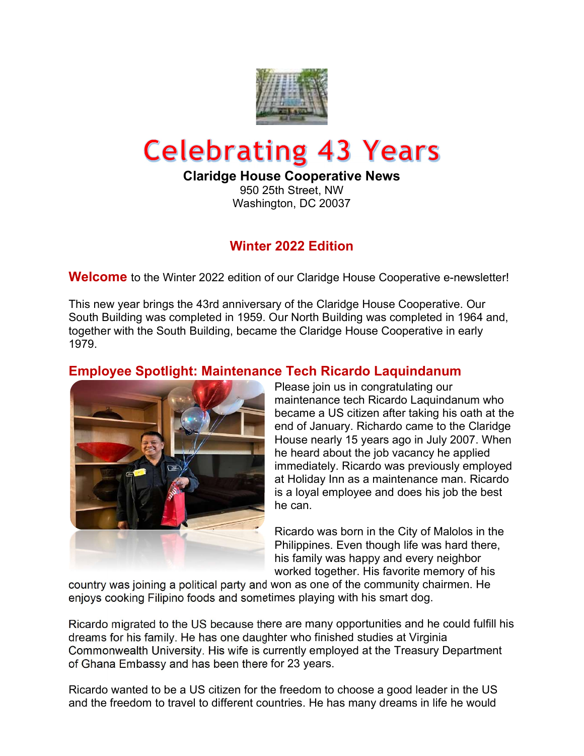# Celebrating 43 Years

**Claridge House Cooperative News**
950 25th Street, NW
Washington, DC 20037

## Winter 2022 Edition

**Welcome** to the Winter 2022 edition of our Claridge House Cooperative e-newsletter!

This new year brings the 43rd anniversary of the Claridge House Cooperative. Our South Building was completed in 1959. Our North Building was completed in 1964 and, together with the South Building, became the Claridge House Cooperative in early 1979.

## Employee Spotlight: Maintenance Tech Ricardo Laquindanum

Please join us in congratulating our maintenance tech Ricardo Laquindanum who became a US citizen after taking his oath at the end of January. Richardo came to the Claridge House nearly 15 years ago in July 2007. When he heard about the job vacancy he applied immediately. Ricardo was previously employed at Holiday Inn as a maintenance man. Ricardo is a loyal employee and does his job the best he can.

Ricardo was born in the City of Malolos in the Philippines. Even though life was hard there, his family was happy and every neighbor worked together. His favorite memory of his country was joining a political party and won as one of the community chairmen. He enjoys cooking Filipino foods and sometimes playing with his smart dog.

Ricardo migrated to the US because there are many opportunities and he could fulfill his dreams for his family. He has one daughter who finished studies at Virginia Commonwealth University. His wife is currently employed at the Treasury Department of Ghana Embassy and has been there for 23 years.

Ricardo wanted to be a US citizen for the freedom to choose a good leader in the US and the freedom to travel to different countries. He has many dreams in life he would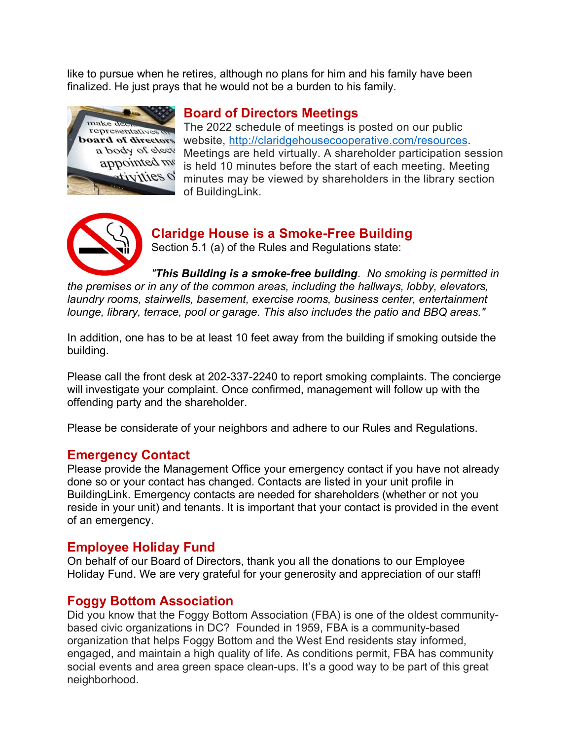like to pursue when he retires, although no plans for him and his family have been finalized. He just prays that he would not be a burden to his family.

## Board of Directors Meetings

The 2022 schedule of meetings is posted on our public website, http://claridgehousecooperative.com/resources. Meetings are held virtually. A shareholder participation session is held 10 minutes before the start of each meeting. Meeting minutes may be viewed by shareholders in the library section of BuildingLink.

## Claridge House is a Smoke-Free Building

Section 5.1 (a) of the Rules and Regulations state:

*"**This Building is a smoke-free building**. No smoking is permitted in the premises or in any of the common areas, including the hallways, lobby, elevators, laundry rooms, stairwells, basement, exercise rooms, business center, entertainment lounge, library, terrace, pool or garage. This also includes the patio and BBQ areas."*

In addition, one has to be at least 10 feet away from the building if smoking outside the building.

Please call the front desk at 202-337-2240 to report smoking complaints. The concierge will investigate your complaint. Once confirmed, management will follow up with the offending party and the shareholder.

Please be considerate of your neighbors and adhere to our Rules and Regulations.

## Emergency Contact

Please provide the Management Office your emergency contact if you have not already done so or your contact has changed. Contacts are listed in your unit profile in BuildingLink. Emergency contacts are needed for shareholders (whether or not you reside in your unit) and tenants. It is important that your contact is provided in the event of an emergency.

## Employee Holiday Fund

On behalf of our Board of Directors, thank you all the donations to our Employee Holiday Fund. We are very grateful for your generosity and appreciation of our staff!

## Foggy Bottom Association

Did you know that the Foggy Bottom Association (FBA) is one of the oldest community-based civic organizations in DC? Founded in 1959, FBA is a community-based organization that helps Foggy Bottom and the West End residents stay informed, engaged, and maintain a high quality of life. As conditions permit, FBA has community social events and area green space clean-ups. It's a good way to be part of this great neighborhood.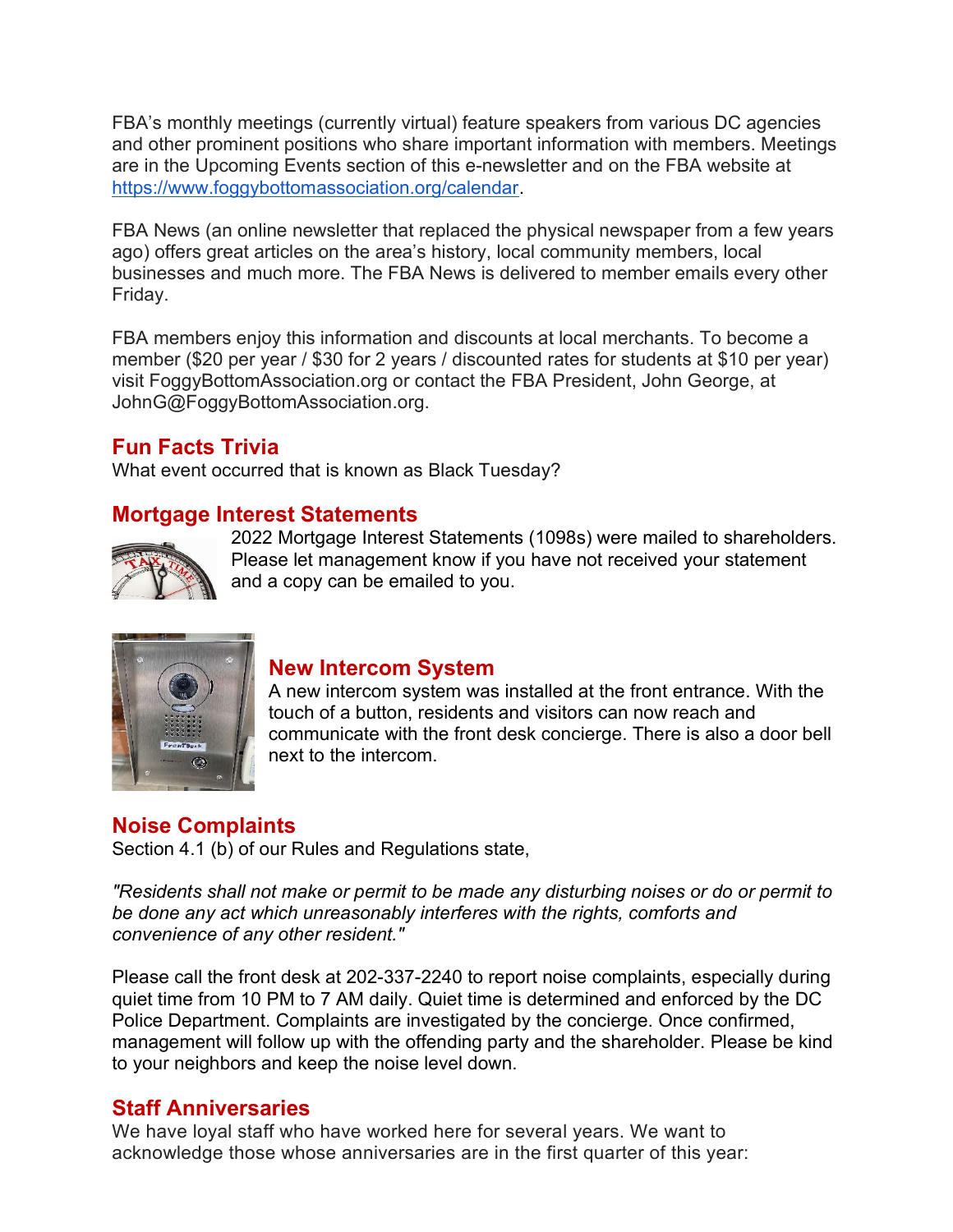FBA's monthly meetings (currently virtual) feature speakers from various DC agencies and other prominent positions who share important information with members. Meetings are in the Upcoming Events section of this e-newsletter and on the FBA website at [https://www.foggybottomassociation.org/calendar](https://www.foggybottomassociation.org/calendar).

FBA News (an online newsletter that replaced the physical newspaper from a few years ago) offers great articles on the area's history, local community members, local businesses and much more. The FBA News is delivered to member emails every other Friday.

FBA members enjoy this information and discounts at local merchants. To become a member ($20 per year / $30 for 2 years / discounted rates for students at $10 per year) visit FoggyBottomAssociation.org or contact the FBA President, John George, at JohnG@FoggyBottomAssociation.org.

## Fun Facts Trivia

What event occurred that is known as Black Tuesday?

## Mortgage Interest Statements

2022 Mortgage Interest Statements (1098s) were mailed to shareholders. Please let management know if you have not received your statement and a copy can be emailed to you.

## New Intercom System

A new intercom system was installed at the front entrance. With the touch of a button, residents and visitors can now reach and communicate with the front desk concierge. There is also a door bell next to the intercom.

## Noise Complaints

Section 4.1 (b) of our Rules and Regulations state,

*"Residents shall not make or permit to be made any disturbing noises or do or permit to be done any act which unreasonably interferes with the rights, comforts and convenience of any other resident."*

Please call the front desk at 202-337-2240 to report noise complaints, especially during quiet time from 10 PM to 7 AM daily. Quiet time is determined and enforced by the DC Police Department. Complaints are investigated by the concierge. Once confirmed, management will follow up with the offending party and the shareholder. Please be kind to your neighbors and keep the noise level down.

## Staff Anniversaries

We have loyal staff who have worked here for several years. We want to acknowledge those whose anniversaries are in the first quarter of this year: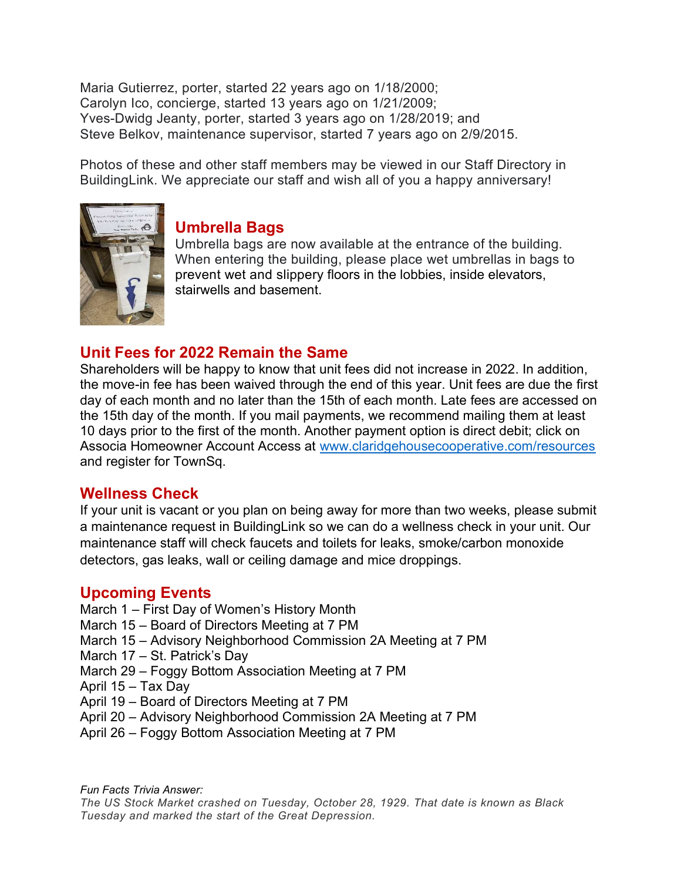Maria Gutierrez, porter, started 22 years ago on 1/18/2000;
Carolyn Ico, concierge, started 13 years ago on 1/21/2009;
Yves-Dwidg Jeanty, porter, started 3 years ago on 1/28/2019; and
Steve Belkov, maintenance supervisor, started 7 years ago on 2/9/2015.

Photos of these and other staff members may be viewed in our Staff Directory in BuildingLink. We appreciate our staff and wish all of you a happy anniversary!

## Umbrella Bags

Umbrella bags are now available at the entrance of the building. When entering the building, please place wet umbrellas in bags to prevent wet and slippery floors in the lobbies, inside elevators, stairwells and basement.

## Unit Fees for 2022 Remain the Same

Shareholders will be happy to know that unit fees did not increase in 2022. In addition, the move-in fee has been waived through the end of this year. Unit fees are due the first day of each month and no later than the 15th of each month. Late fees are accessed on the 15th day of the month. If you mail payments, we recommend mailing them at least 10 days prior to the first of the month. Another payment option is direct debit; click on Associa Homeowner Account Access at www.claridgehousecooperative.com/resources and register for TownSq.

## Wellness Check

If your unit is vacant or you plan on being away for more than two weeks, please submit a maintenance request in BuildingLink so we can do a wellness check in your unit. Our maintenance staff will check faucets and toilets for leaks, smoke/carbon monoxide detectors, gas leaks, wall or ceiling damage and mice droppings.

## Upcoming Events

March 1 – First Day of Women's History Month
March 15 – Board of Directors Meeting at 7 PM
March 15 – Advisory Neighborhood Commission 2A Meeting at 7 PM
March 17 – St. Patrick's Day
March 29 – Foggy Bottom Association Meeting at 7 PM
April 15 – Tax Day
April 19 – Board of Directors Meeting at 7 PM
April 20 – Advisory Neighborhood Commission 2A Meeting at 7 PM
April 26 – Foggy Bottom Association Meeting at 7 PM

*Fun Facts Trivia Answer:*
*The US Stock Market crashed on Tuesday, October 28, 1929. That date is known as Black Tuesday and marked the start of the Great Depression.*